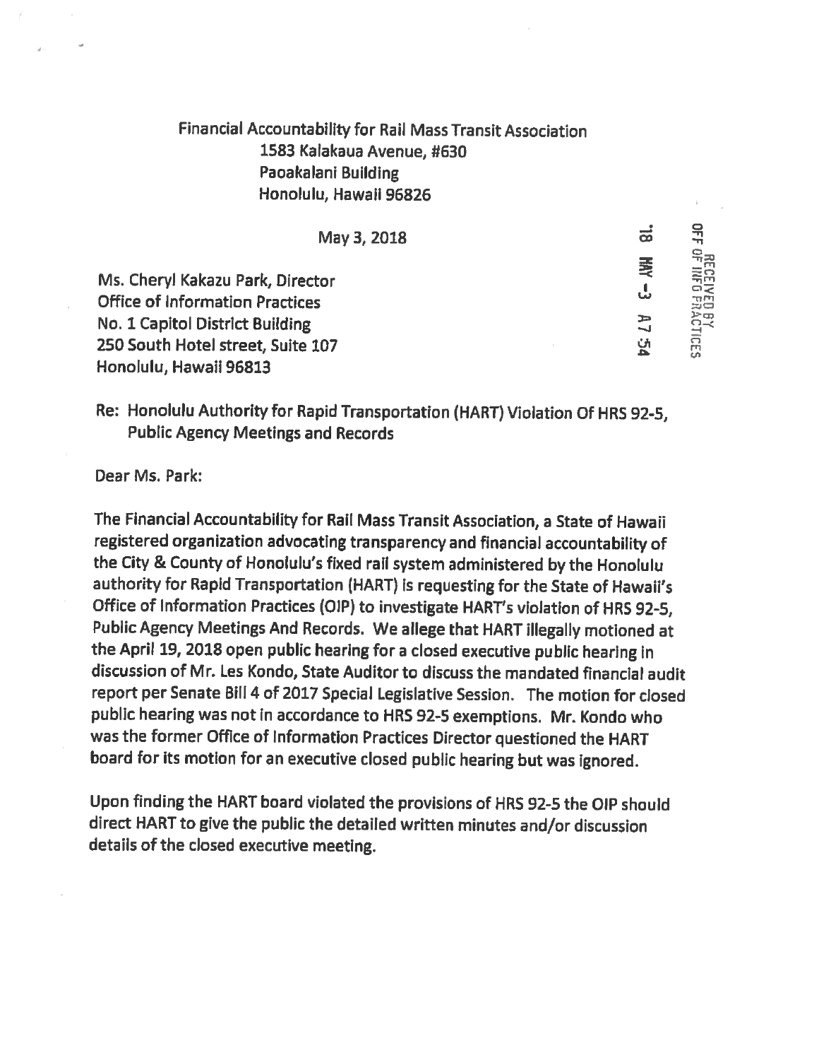Financial Accountability for Rail Mass Transit Association
1583 Kalakaua Avenue, #630
Paoakalani Building
Honolulu, Hawaii 96826

May 3, 2018

'18 MAY -3 A7 :54

RECEIVED BY
OFF OF INFO PRACTICES

Ms. Cheryl Kakazu Park, Director
Office of Information Practices
No. 1 Capitol District Building
250 South Hotel street, Suite 107
Honolulu, Hawaii 96813

Re: Honolulu Authority for Rapid Transportation (HART) Violation Of HRS 92-5, Public Agency Meetings and Records

Dear Ms. Park:

The Financial Accountability for Rail Mass Transit Association, a State of Hawaii registered organization advocating transparency and financial accountability of the City & County of Honolulu's fixed rail system administered by the Honolulu authority for Rapid Transportation (HART) is requesting for the State of Hawaii's Office of Information Practices (OIP) to investigate HART's violation of HRS 92-5, Public Agency Meetings And Records. We allege that HART illegally motioned at the April 19, 2018 open public hearing for a closed executive public hearing in discussion of Mr. Les Kondo, State Auditor to discuss the mandated financial audit report per Senate Bill 4 of 2017 Special Legislative Session. The motion for closed public hearing was not in accordance to HRS 92-5 exemptions. Mr. Kondo who was the former Office of Information Practices Director questioned the HART board for its motion for an executive closed public hearing but was ignored.

Upon finding the HART board violated the provisions of HRS 92-5 the OIP should direct HART to give the public the detailed written minutes and/or discussion details of the closed executive meeting.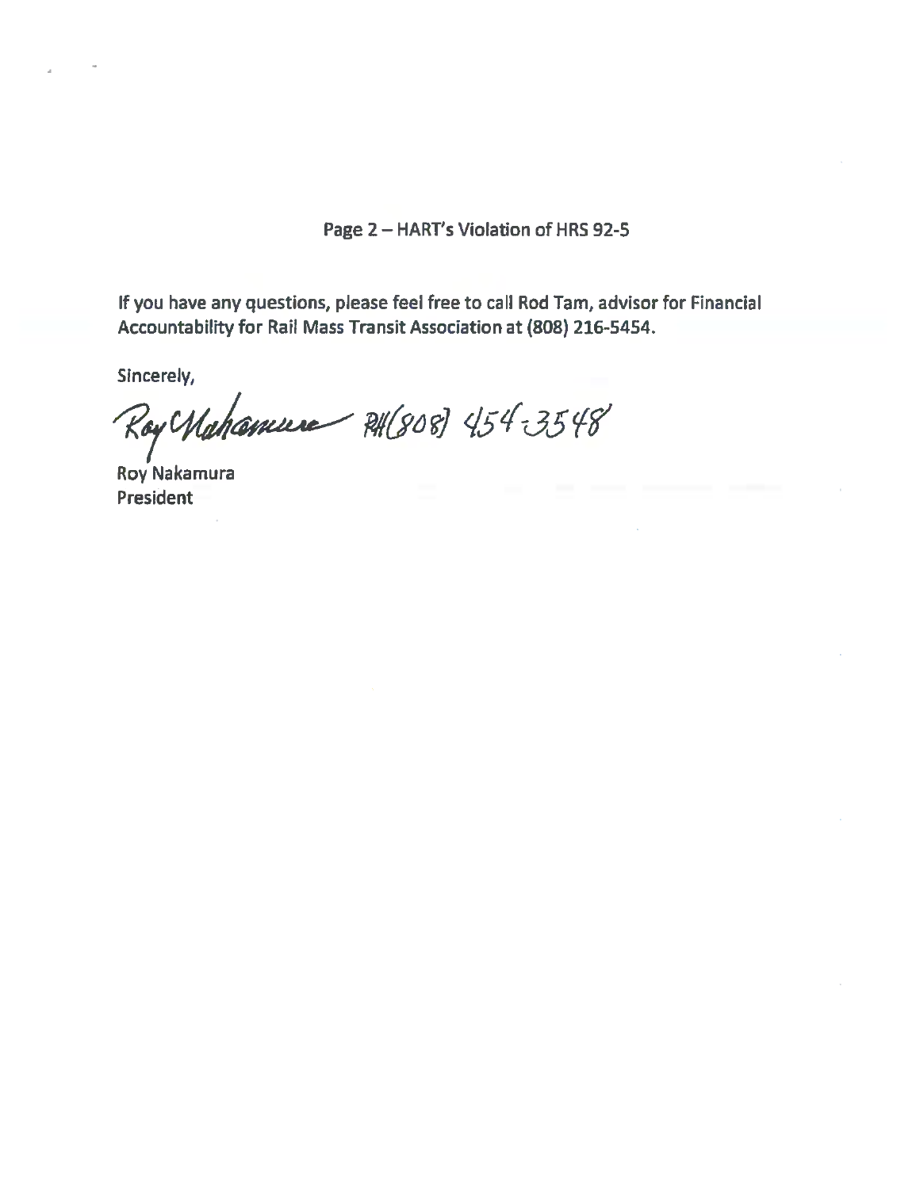If you have any questions, please feel free to call Rod Tam, advisor for Financial Accountability for Rail Mass Transit Association at (808) 216-5454.

Sincerely,

Roy Nakamura RH(808) 454-3548

Roy Nakamura
President